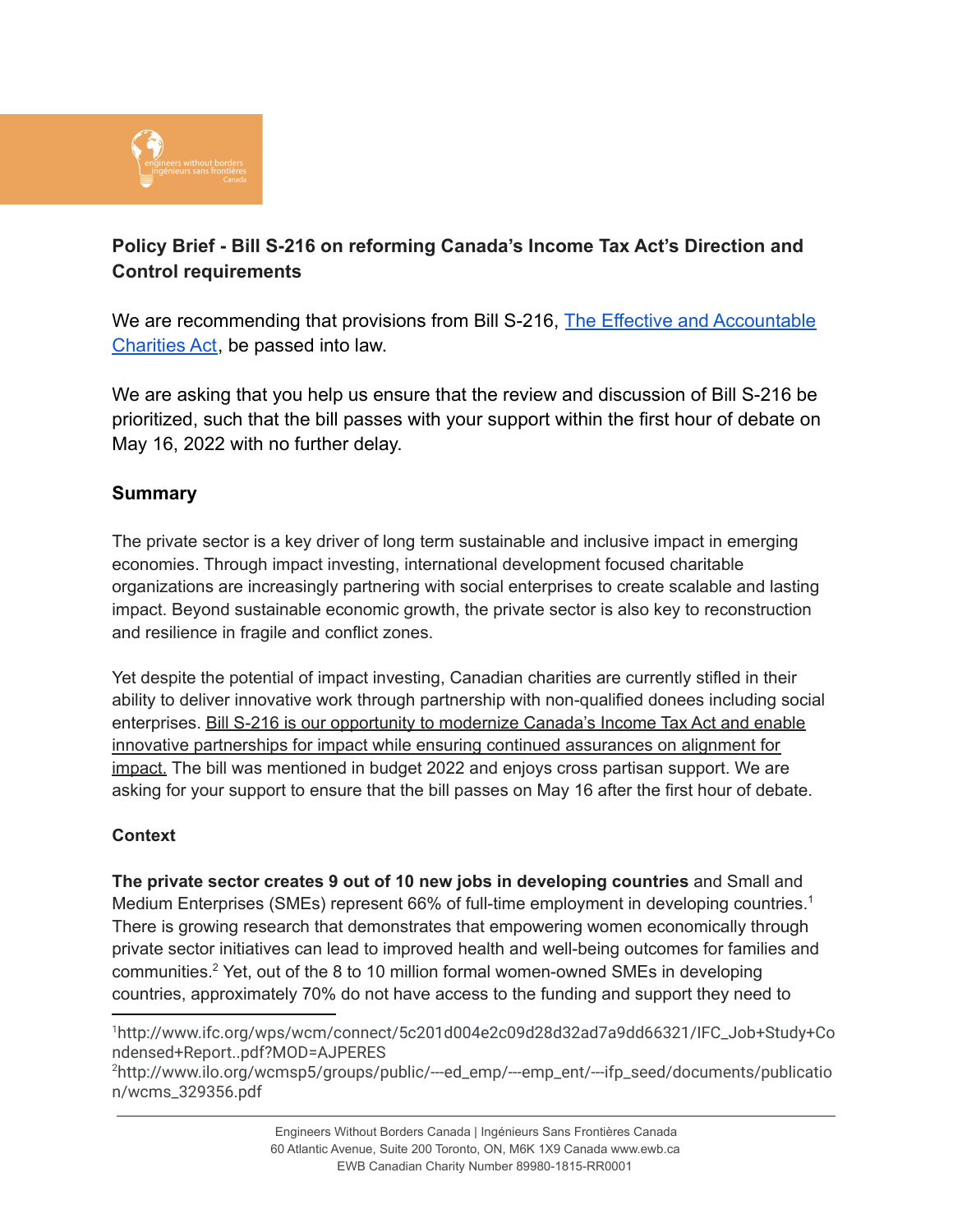## Policy Brief - Bill S-216 on reforming Canada's Income Tax Act's Direction and Control requirements

We are recommending that provisions from Bill S-216, The Effective and Accountable Charities Act, be passed into law.

We are asking that you help us ensure that the review and discussion of Bill S-216 be prioritized, such that the bill passes with your support within the first hour of debate on May 16, 2022 with no further delay.

### Summary

The private sector is a key driver of long term sustainable and inclusive impact in emerging economies. Through impact investing, international development focused charitable organizations are increasingly partnering with social enterprises to create scalable and lasting impact. Beyond sustainable economic growth, the private sector is also key to reconstruction and resilience in fragile and conflict zones.

Yet despite the potential of impact investing, Canadian charities are currently stifled in their ability to deliver innovative work through partnership with non-qualified donees including social enterprises. Bill S-216 is our opportunity to modernize Canada's Income Tax Act and enable innovative partnerships for impact while ensuring continued assurances on alignment for impact. The bill was mentioned in budget 2022 and enjoys cross partisan support. We are asking for your support to ensure that the bill passes on May 16 after the first hour of debate.

### Context

**The private sector creates 9 out of 10 new jobs in developing countries** and Small and Medium Enterprises (SMEs) represent 66% of full-time employment in developing countries.[1] There is growing research that demonstrates that empowering women economically through private sector initiatives can lead to improved health and well-being outcomes for families and communities.[2] Yet, out of the 8 to 10 million formal women-owned SMEs in developing countries, approximately 70% do not have access to the funding and support they need to

[1]http://www.ifc.org/wps/wcm/connect/5c201d004e2c09d28d32ad7a9dd66321/IFC_Job+Study+Condensed+Report..pdf?MOD=AJPERES

[2]http://www.ilo.org/wcmsp5/groups/public/---ed_emp/---emp_ent/---ifp_seed/documents/publication/wcms_329356.pdf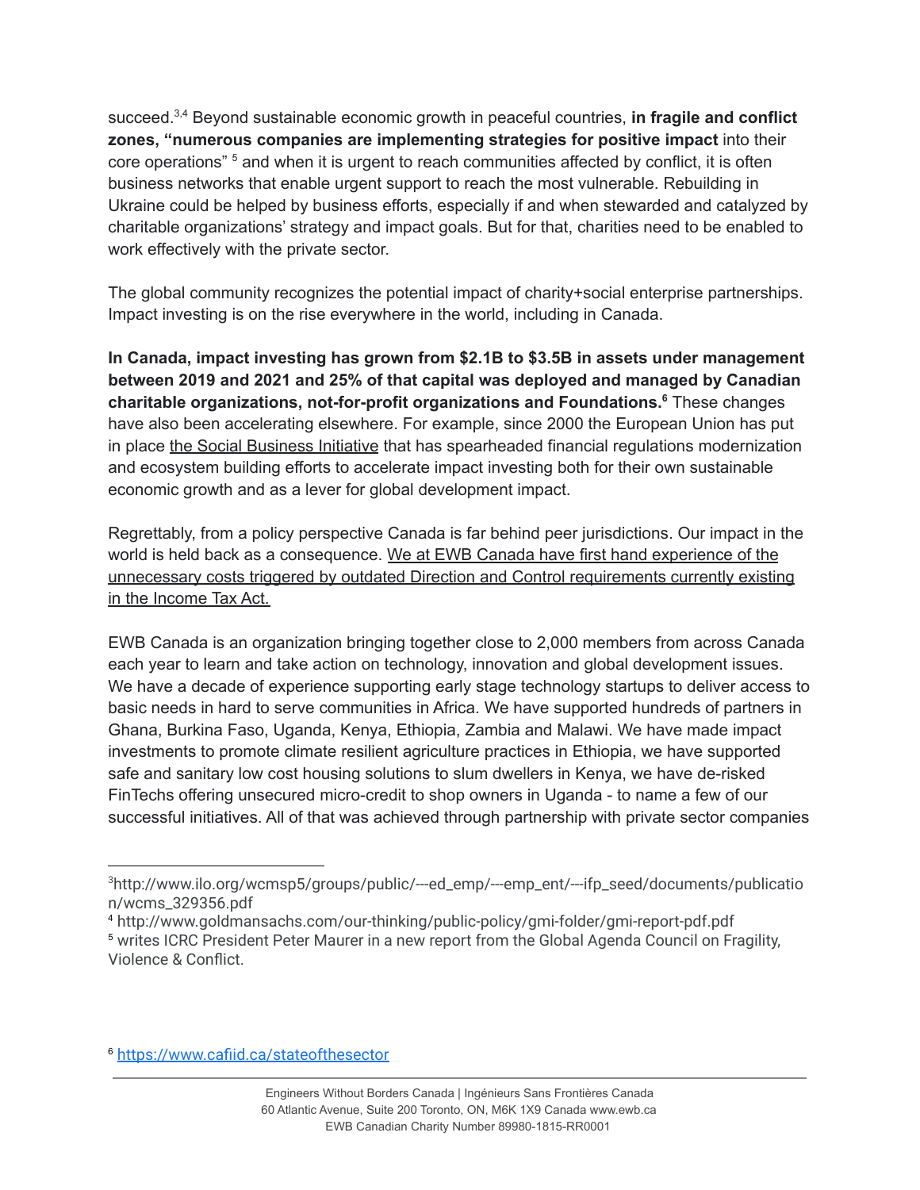succeed.[3,4] Beyond sustainable economic growth in peaceful countries, **in fragile and conflict zones, "numerous companies are implementing strategies for positive impact** into their core operations" [5] and when it is urgent to reach communities affected by conflict, it is often business networks that enable urgent support to reach the most vulnerable. Rebuilding in Ukraine could be helped by business efforts, especially if and when stewarded and catalyzed by charitable organizations' strategy and impact goals. But for that, charities need to be enabled to work effectively with the private sector.

The global community recognizes the potential impact of charity+social enterprise partnerships. Impact investing is on the rise everywhere in the world, including in Canada.

**In Canada, impact investing has grown from $2.1B to $3.5B in assets under management between 2019 and 2021 and 25% of that capital was deployed and managed by Canadian charitable organizations, not-for-profit organizations and Foundations.[6]** These changes have also been accelerating elsewhere. For example, since 2000 the European Union has put in place the Social Business Initiative that has spearheaded financial regulations modernization and ecosystem building efforts to accelerate impact investing both for their own sustainable economic growth and as a lever for global development impact.

Regrettably, from a policy perspective Canada is far behind peer jurisdictions. Our impact in the world is held back as a consequence. We at EWB Canada have first hand experience of the unnecessary costs triggered by outdated Direction and Control requirements currently existing in the Income Tax Act.

EWB Canada is an organization bringing together close to 2,000 members from across Canada each year to learn and take action on technology, innovation and global development issues. We have a decade of experience supporting early stage technology startups to deliver access to basic needs in hard to serve communities in Africa. We have supported hundreds of partners in Ghana, Burkina Faso, Uganda, Kenya, Ethiopia, Zambia and Malawi. We have made impact investments to promote climate resilient agriculture practices in Ethiopia, we have supported safe and sanitary low cost housing solutions to slum dwellers in Kenya, we have de-risked FinTechs offering unsecured micro-credit to shop owners in Uganda - to name a few of our successful initiatives. All of that was achieved through partnership with private sector companies

---

[3] http://www.ilo.org/wcmsp5/groups/public/---ed_emp/---emp_ent/---ifp_seed/documents/publication/wcms_329356.pdf

[4] http://www.goldmansachs.com/our-thinking/public-policy/gmi-folder/gmi-report-pdf.pdf

[5] writes ICRC President Peter Maurer in a new report from the Global Agenda Council on Fragility, Violence & Conflict.

[6] https://www.cafiid.ca/stateofthesector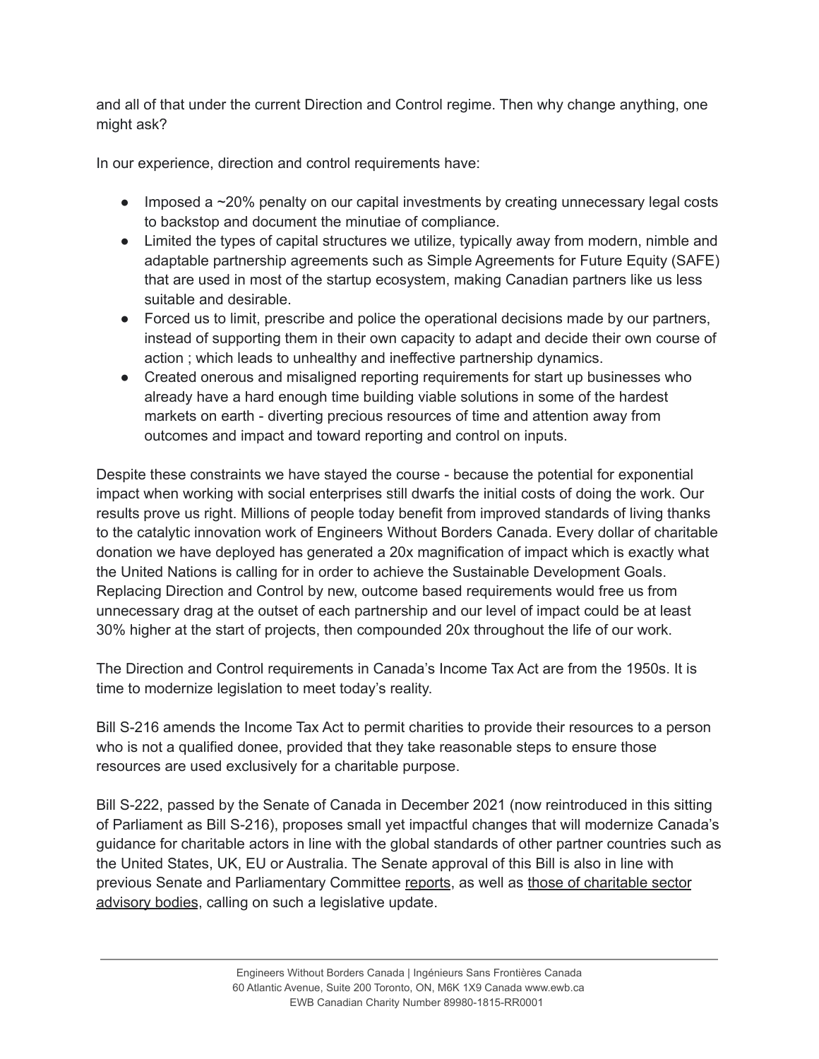and all of that under the current Direction and Control regime. Then why change anything, one might ask?

In our experience, direction and control requirements have:

- Imposed a ~20% penalty on our capital investments by creating unnecessary legal costs to backstop and document the minutiae of compliance.
- Limited the types of capital structures we utilize, typically away from modern, nimble and adaptable partnership agreements such as Simple Agreements for Future Equity (SAFE) that are used in most of the startup ecosystem, making Canadian partners like us less suitable and desirable.
- Forced us to limit, prescribe and police the operational decisions made by our partners, instead of supporting them in their own capacity to adapt and decide their own course of action ; which leads to unhealthy and ineffective partnership dynamics.
- Created onerous and misaligned reporting requirements for start up businesses who already have a hard enough time building viable solutions in some of the hardest markets on earth - diverting precious resources of time and attention away from outcomes and impact and toward reporting and control on inputs.

Despite these constraints we have stayed the course - because the potential for exponential impact when working with social enterprises still dwarfs the initial costs of doing the work. Our results prove us right. Millions of people today benefit from improved standards of living thanks to the catalytic innovation work of Engineers Without Borders Canada. Every dollar of charitable donation we have deployed has generated a 20x magnification of impact which is exactly what the United Nations is calling for in order to achieve the Sustainable Development Goals. Replacing Direction and Control by new, outcome based requirements would free us from unnecessary drag at the outset of each partnership and our level of impact could be at least 30% higher at the start of projects, then compounded 20x throughout the life of our work.

The Direction and Control requirements in Canada's Income Tax Act are from the 1950s. It is time to modernize legislation to meet today's reality.

Bill S-216 amends the Income Tax Act to permit charities to provide their resources to a person who is not a qualified donee, provided that they take reasonable steps to ensure those resources are used exclusively for a charitable purpose.

Bill S-222, passed by the Senate of Canada in December 2021 (now reintroduced in this sitting of Parliament as Bill S-216), proposes small yet impactful changes that will modernize Canada's guidance for charitable actors in line with the global standards of other partner countries such as the United States, UK, EU or Australia. The Senate approval of this Bill is also in line with previous Senate and Parliamentary Committee reports, as well as those of charitable sector advisory bodies, calling on such a legislative update.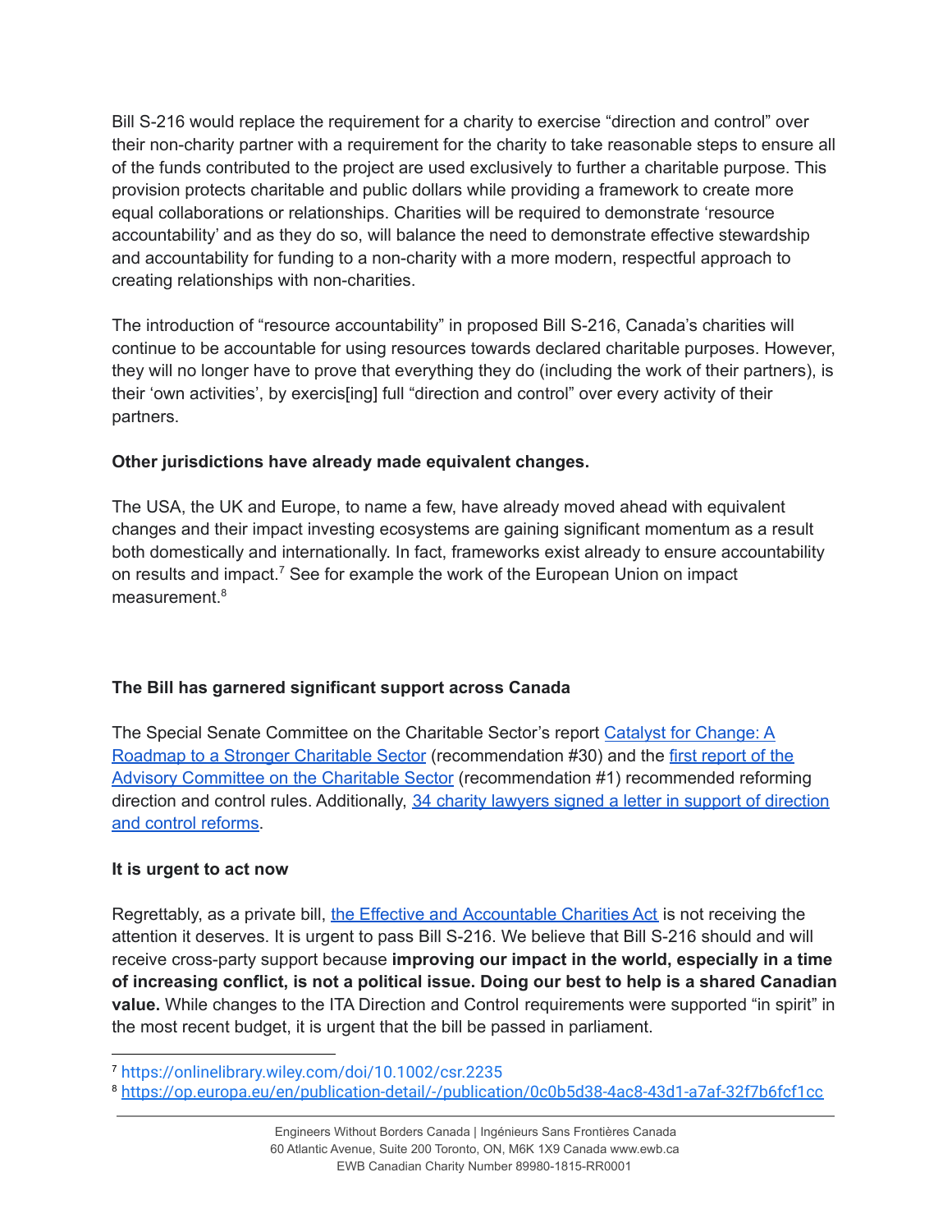Bill S-216 would replace the requirement for a charity to exercise "direction and control" over their non-charity partner with a requirement for the charity to take reasonable steps to ensure all of the funds contributed to the project are used exclusively to further a charitable purpose. This provision protects charitable and public dollars while providing a framework to create more equal collaborations or relationships. Charities will be required to demonstrate 'resource accountability' and as they do so, will balance the need to demonstrate effective stewardship and accountability for funding to a non-charity with a more modern, respectful approach to creating relationships with non-charities.

The introduction of "resource accountability" in proposed Bill S-216, Canada's charities will continue to be accountable for using resources towards declared charitable purposes. However, they will no longer have to prove that everything they do (including the work of their partners), is their 'own activities', by exercis[ing] full "direction and control" over every activity of their partners.

**Other jurisdictions have already made equivalent changes.**

The USA, the UK and Europe, to name a few, have already moved ahead with equivalent changes and their impact investing ecosystems are gaining significant momentum as a result both domestically and internationally. In fact, frameworks exist already to ensure accountability on results and impact.[7] See for example the work of the European Union on impact measurement.[8]

**The Bill has garnered significant support across Canada**

The Special Senate Committee on the Charitable Sector's report Catalyst for Change: A Roadmap to a Stronger Charitable Sector (recommendation #30) and the first report of the Advisory Committee on the Charitable Sector (recommendation #1) recommended reforming direction and control rules. Additionally, 34 charity lawyers signed a letter in support of direction and control reforms.

**It is urgent to act now**

Regrettably, as a private bill, the Effective and Accountable Charities Act is not receiving the attention it deserves. It is urgent to pass Bill S-216. We believe that Bill S-216 should and will receive cross-party support because **improving our impact in the world, especially in a time of increasing conflict, is not a political issue. Doing our best to help is a shared Canadian value.** While changes to the ITA Direction and Control requirements were supported "in spirit" in the most recent budget, it is urgent that the bill be passed in parliament.

[7] https://onlinelibrary.wiley.com/doi/10.1002/csr.2235

[8] https://op.europa.eu/en/publication-detail/-/publication/0c0b5d38-4ac8-43d1-a7af-32f7b6fcf1cc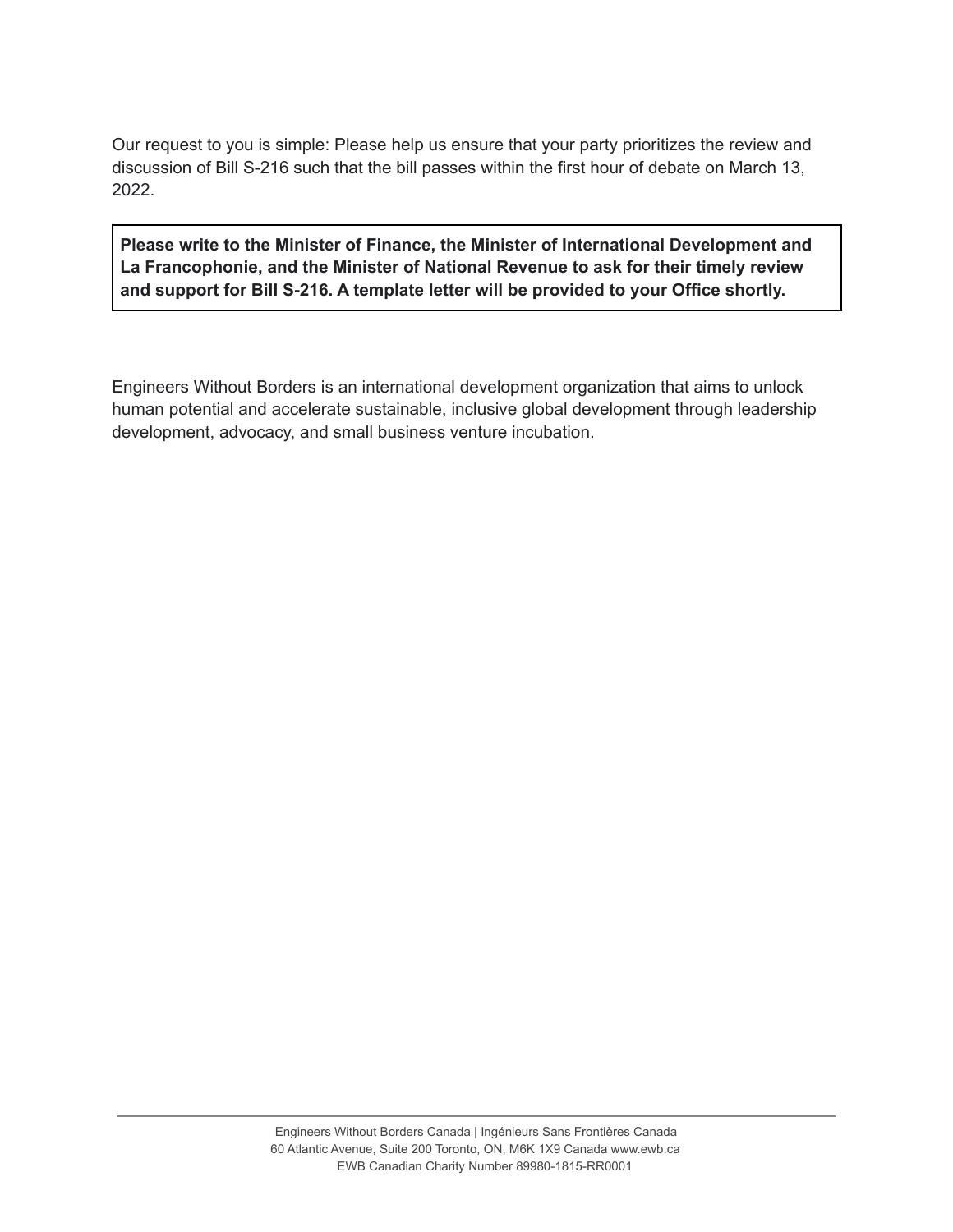Our request to you is simple: Please help us ensure that your party prioritizes the review and discussion of Bill S-216 such that the bill passes within the first hour of debate on March 13, 2022.

**Please write to the Minister of Finance, the Minister of International Development and La Francophonie, and the Minister of National Revenue to ask for their timely review and support for Bill S-216. A template letter will be provided to your Office shortly.**

Engineers Without Borders is an international development organization that aims to unlock human potential and accelerate sustainable, inclusive global development through leadership development, advocacy, and small business venture incubation.